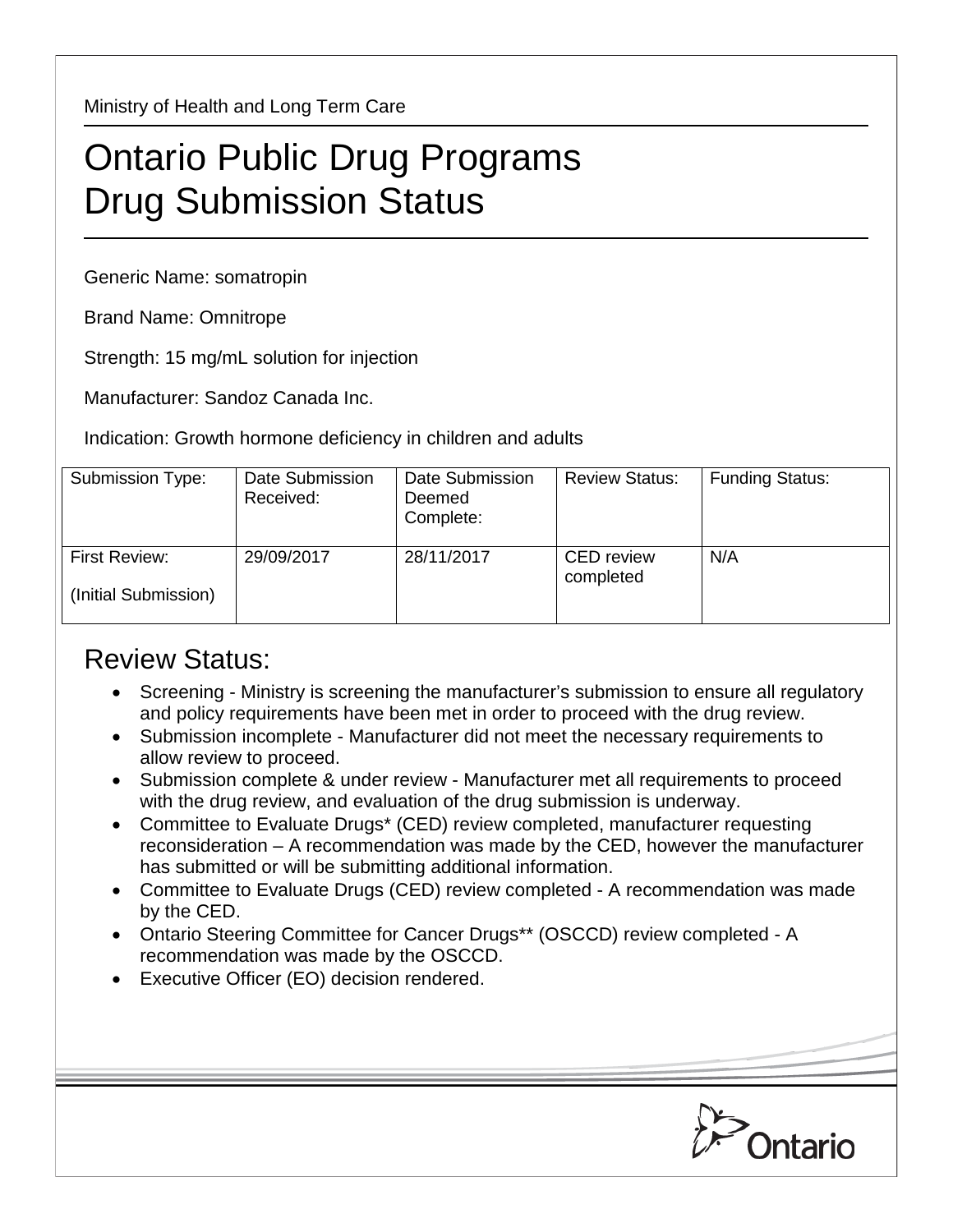Ministry of Health and Long Term Care

# Ontario Public Drug Programs
# Drug Submission Status

Generic Name: somatropin

Brand Name: Omnitrope

Strength: 15 mg/mL solution for injection

Manufacturer: Sandoz Canada Inc.

Indication: Growth hormone deficiency in children and adults

| Submission Type: | Date Submission Received: | Date Submission Deemed Complete: | Review Status: | Funding Status: |
|---|---|---|---|---|
| First Review: (Initial Submission) | 29/09/2017 | 28/11/2017 | CED review completed | N/A |

## Review Status:

- Screening - Ministry is screening the manufacturer's submission to ensure all regulatory and policy requirements have been met in order to proceed with the drug review.
- Submission incomplete - Manufacturer did not meet the necessary requirements to allow review to proceed.
- Submission complete & under review - Manufacturer met all requirements to proceed with the drug review, and evaluation of the drug submission is underway.
- Committee to Evaluate Drugs* (CED) review completed, manufacturer requesting reconsideration – A recommendation was made by the CED, however the manufacturer has submitted or will be submitting additional information.
- Committee to Evaluate Drugs (CED) review completed - A recommendation was made by the CED.
- Ontario Steering Committee for Cancer Drugs** (OSCCD) review completed - A recommendation was made by the OSCCD.
- Executive Officer (EO) decision rendered.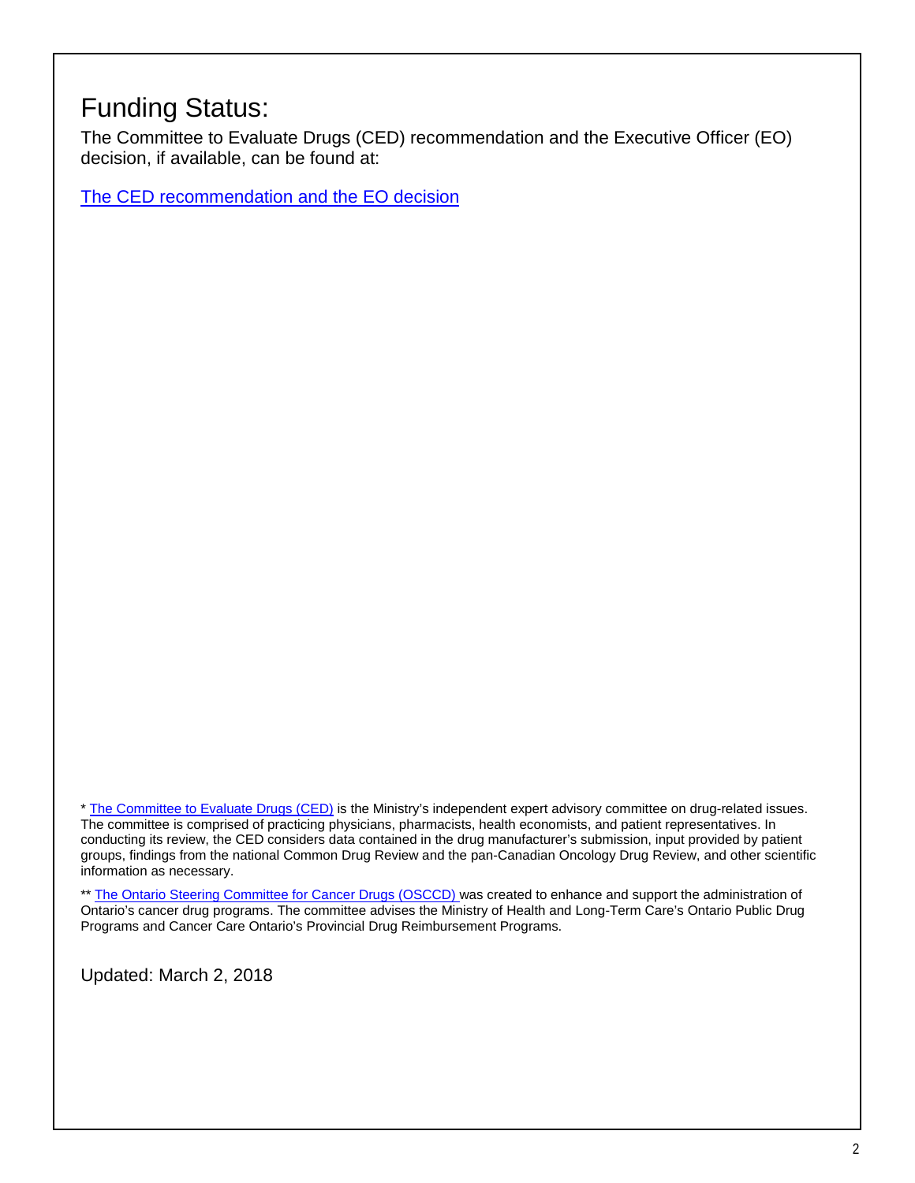# Funding Status:

The Committee to Evaluate Drugs (CED) recommendation and the Executive Officer (EO) decision, if available, can be found at:

The CED recommendation and the EO decision

* The Committee to Evaluate Drugs (CED) is the Ministry's independent expert advisory committee on drug-related issues. The committee is comprised of practicing physicians, pharmacists, health economists, and patient representatives. In conducting its review, the CED considers data contained in the drug manufacturer's submission, input provided by patient groups, findings from the national Common Drug Review and the pan-Canadian Oncology Drug Review, and other scientific information as necessary.

** The Ontario Steering Committee for Cancer Drugs (OSCCD) was created to enhance and support the administration of Ontario's cancer drug programs. The committee advises the Ministry of Health and Long-Term Care's Ontario Public Drug Programs and Cancer Care Ontario's Provincial Drug Reimbursement Programs.

Updated: March 2, 2018